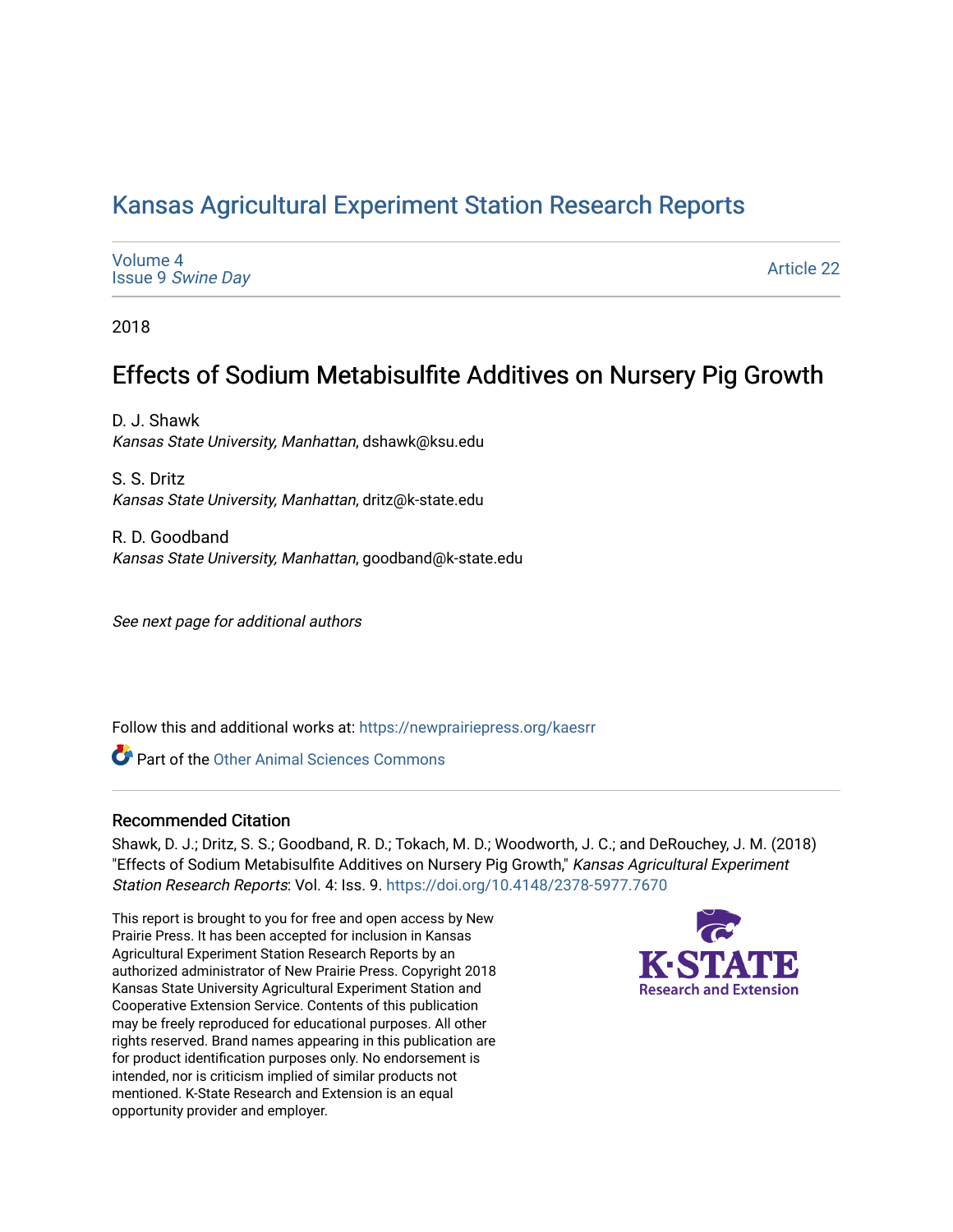# Kansas Agricultural Experiment Station Research Reports

Volume 4
Issue 9 *Swine Day*

Article 22

2018

## Effects of Sodium Metabisulfite Additives on Nursery Pig Growth

D. J. Shawk
*Kansas State University, Manhattan*, dshawk@ksu.edu

S. S. Dritz
*Kansas State University, Manhattan*, dritz@k-state.edu

R. D. Goodband
*Kansas State University, Manhattan*, goodband@k-state.edu

*See next page for additional authors*

Follow this and additional works at: https://newprairiepress.org/kaesrr

Part of the Other Animal Sciences Commons

### Recommended Citation

Shawk, D. J.; Dritz, S. S.; Goodband, R. D.; Tokach, M. D.; Woodworth, J. C.; and DeRouchey, J. M. (2018) "Effects of Sodium Metabisulfite Additives on Nursery Pig Growth," *Kansas Agricultural Experiment Station Research Reports*: Vol. 4: Iss. 9. https://doi.org/10.4148/2378-5977.7670

This report is brought to you for free and open access by New Prairie Press. It has been accepted for inclusion in Kansas Agricultural Experiment Station Research Reports by an authorized administrator of New Prairie Press. Copyright 2018 Kansas State University Agricultural Experiment Station and Cooperative Extension Service. Contents of this publication may be freely reproduced for educational purposes. All other rights reserved. Brand names appearing in this publication are for product identification purposes only. No endorsement is intended, nor is criticism implied of similar products not mentioned. K-State Research and Extension is an equal opportunity provider and employer.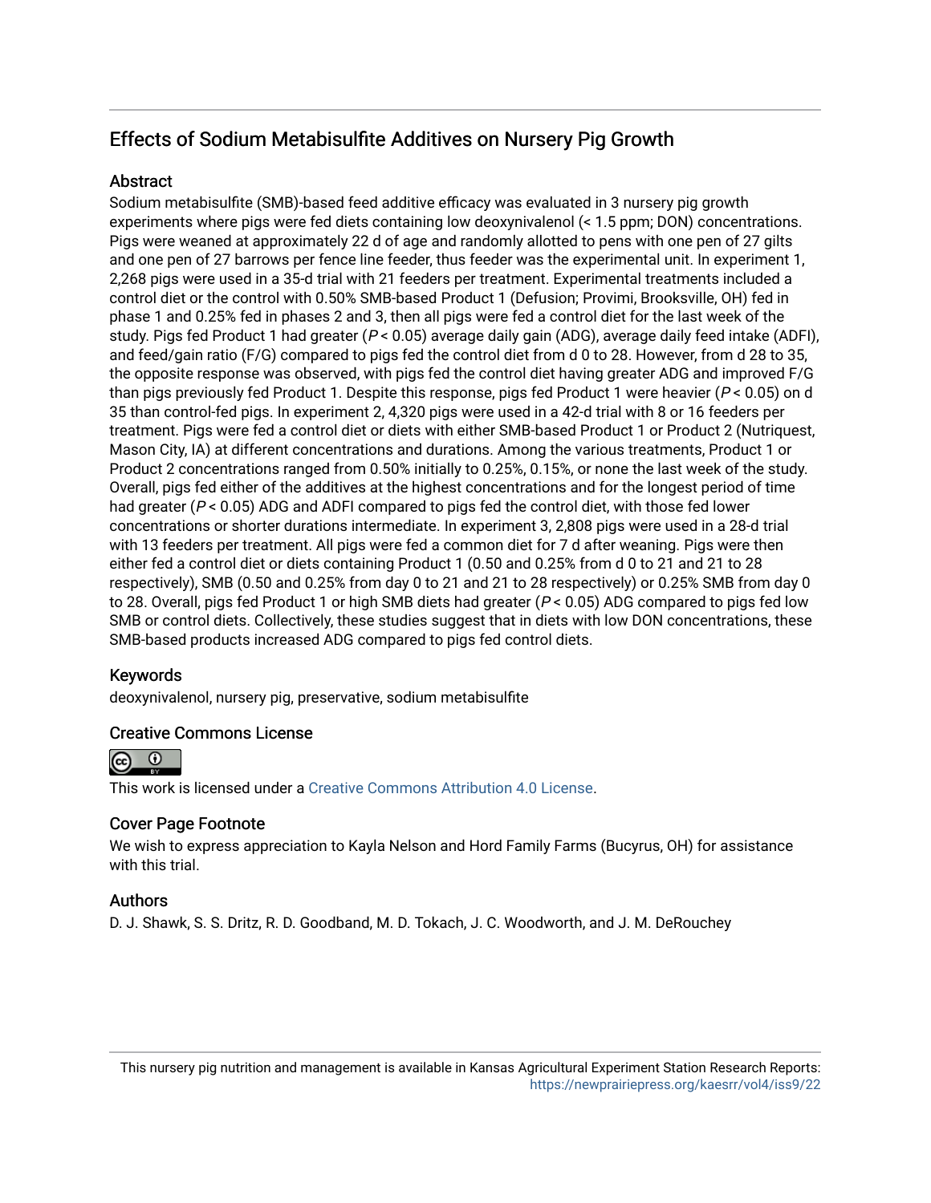# Effects of Sodium Metabisulfite Additives on Nursery Pig Growth

## Abstract

Sodium metabisulfite (SMB)-based feed additive efficacy was evaluated in 3 nursery pig growth experiments where pigs were fed diets containing low deoxynivalenol (< 1.5 ppm; DON) concentrations. Pigs were weaned at approximately 22 d of age and randomly allotted to pens with one pen of 27 gilts and one pen of 27 barrows per fence line feeder, thus feeder was the experimental unit. In experiment 1, 2,268 pigs were used in a 35-d trial with 21 feeders per treatment. Experimental treatments included a control diet or the control with 0.50% SMB-based Product 1 (Defusion; Provimi, Brooksville, OH) fed in phase 1 and 0.25% fed in phases 2 and 3, then all pigs were fed a control diet for the last week of the study. Pigs fed Product 1 had greater ($P < 0.05$) average daily gain (ADG), average daily feed intake (ADFI), and feed/gain ratio (F/G) compared to pigs fed the control diet from d 0 to 28. However, from d 28 to 35, the opposite response was observed, with pigs fed the control diet having greater ADG and improved F/G than pigs previously fed Product 1. Despite this response, pigs fed Product 1 were heavier ($P < 0.05$) on d 35 than control-fed pigs. In experiment 2, 4,320 pigs were used in a 42-d trial with 8 or 16 feeders per treatment. Pigs were fed a control diet or diets with either SMB-based Product 1 or Product 2 (Nutriquest, Mason City, IA) at different concentrations and durations. Among the various treatments, Product 1 or Product 2 concentrations ranged from 0.50% initially to 0.25%, 0.15%, or none the last week of the study. Overall, pigs fed either of the additives at the highest concentrations and for the longest period of time had greater ($P < 0.05$) ADG and ADFI compared to pigs fed the control diet, with those fed lower concentrations or shorter durations intermediate. In experiment 3, 2,808 pigs were used in a 28-d trial with 13 feeders per treatment. All pigs were fed a common diet for 7 d after weaning. Pigs were then either fed a control diet or diets containing Product 1 (0.50 and 0.25% from d 0 to 21 and 21 to 28 respectively), SMB (0.50 and 0.25% from day 0 to 21 and 21 to 28 respectively) or 0.25% SMB from day 0 to 28. Overall, pigs fed Product 1 or high SMB diets had greater ($P < 0.05$) ADG compared to pigs fed low SMB or control diets. Collectively, these studies suggest that in diets with low DON concentrations, these SMB-based products increased ADG compared to pigs fed control diets.

## Keywords

deoxynivalenol, nursery pig, preservative, sodium metabisulfite

## Creative Commons License

This work is licensed under a Creative Commons Attribution 4.0 License.

## Cover Page Footnote

We wish to express appreciation to Kayla Nelson and Hord Family Farms (Bucyrus, OH) for assistance with this trial.

## Authors

D. J. Shawk, S. S. Dritz, R. D. Goodband, M. D. Tokach, J. C. Woodworth, and J. M. DeRouchey

This nursery pig nutrition and management is available in Kansas Agricultural Experiment Station Research Reports: https://newprairiepress.org/kaesrr/vol4/iss9/22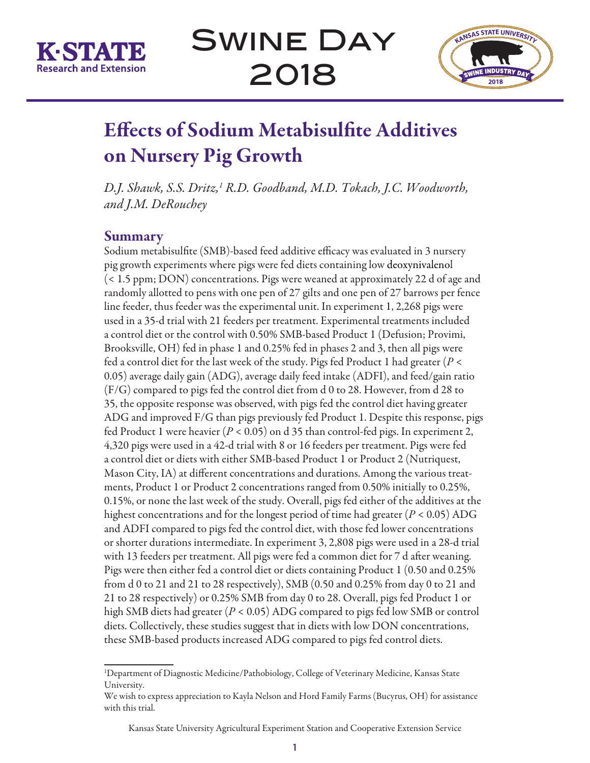# Effects of Sodium Metabisulfite Additives on Nursery Pig Growth

*D.J. Shawk, S.S. Dritz,[1] R.D. Goodband, M.D. Tokach, J.C. Woodworth, and J.M. DeRouchey*

## Summary

Sodium metabisulfite (SMB)-based feed additive efficacy was evaluated in 3 nursery pig growth experiments where pigs were fed diets containing low deoxynivalenol (< 1.5 ppm; DON) concentrations. Pigs were weaned at approximately 22 d of age and randomly allotted to pens with one pen of 27 gilts and one pen of 27 barrows per fence line feeder, thus feeder was the experimental unit. In experiment 1, 2,268 pigs were used in a 35-d trial with 21 feeders per treatment. Experimental treatments included a control diet or the control with 0.50% SMB-based Product 1 (Defusion; Provimi, Brooksville, OH) fed in phase 1 and 0.25% fed in phases 2 and 3, then all pigs were fed a control diet for the last week of the study. Pigs fed Product 1 had greater ($P$ < 0.05) average daily gain (ADG), average daily feed intake (ADFI), and feed/gain ratio (F/G) compared to pigs fed the control diet from d 0 to 28. However, from d 28 to 35, the opposite response was observed, with pigs fed the control diet having greater ADG and improved F/G than pigs previously fed Product 1. Despite this response, pigs fed Product 1 were heavier ($P$ < 0.05) on d 35 than control-fed pigs. In experiment 2, 4,320 pigs were used in a 42-d trial with 8 or 16 feeders per treatment. Pigs were fed a control diet or diets with either SMB-based Product 1 or Product 2 (Nutriquest, Mason City, IA) at different concentrations and durations. Among the various treatments, Product 1 or Product 2 concentrations ranged from 0.50% initially to 0.25%, 0.15%, or none the last week of the study. Overall, pigs fed either of the additives at the highest concentrations and for the longest period of time had greater ($P$ < 0.05) ADG and ADFI compared to pigs fed the control diet, with those fed lower concentrations or shorter durations intermediate. In experiment 3, 2,808 pigs were used in a 28-d trial with 13 feeders per treatment. All pigs were fed a common diet for 7 d after weaning. Pigs were then either fed a control diet or diets containing Product 1 (0.50 and 0.25% from d 0 to 21 and 21 to 28 respectively), SMB (0.50 and 0.25% from day 0 to 21 and 21 to 28 respectively) or 0.25% SMB from day 0 to 28. Overall, pigs fed Product 1 or high SMB diets had greater ($P$ < 0.05) ADG compared to pigs fed low SMB or control diets. Collectively, these studies suggest that in diets with low DON concentrations, these SMB-based products increased ADG compared to pigs fed control diets.

---

[1] Department of Diagnostic Medicine/Pathobiology, College of Veterinary Medicine, Kansas State University.

We wish to express appreciation to Kayla Nelson and Hord Family Farms (Bucyrus, OH) for assistance with this trial.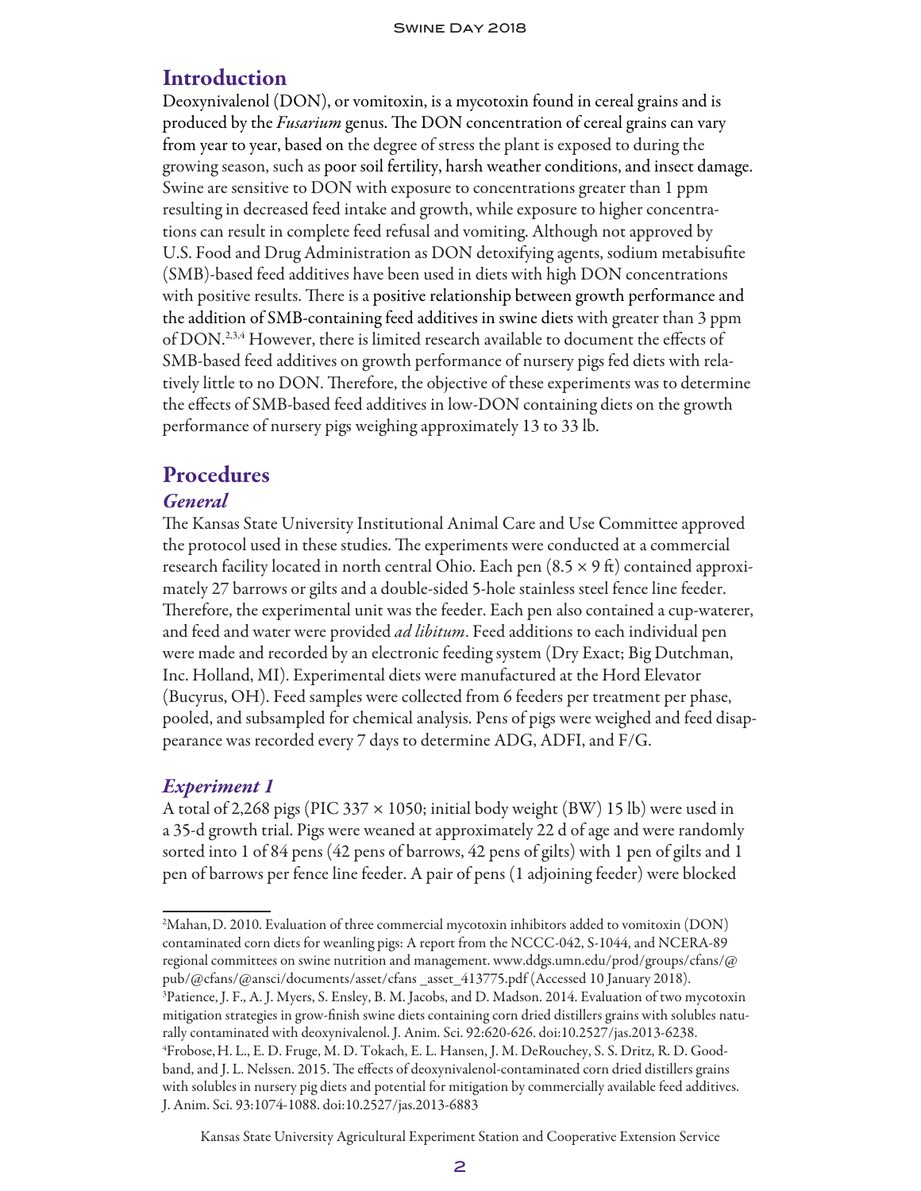## Introduction

Deoxynivalenol (DON), or vomitoxin, is a mycotoxin found in cereal grains and is produced by the *Fusarium* genus. The DON concentration of cereal grains can vary from year to year, based on the degree of stress the plant is exposed to during the growing season, such as poor soil fertility, harsh weather conditions, and insect damage. Swine are sensitive to DON with exposure to concentrations greater than 1 ppm resulting in decreased feed intake and growth, while exposure to higher concentrations can result in complete feed refusal and vomiting. Although not approved by U.S. Food and Drug Administration as DON detoxifying agents, sodium metabisufite (SMB)-based feed additives have been used in diets with high DON concentrations with positive results. There is a positive relationship between growth performance and the addition of SMB-containing feed additives in swine diets with greater than 3 ppm of DON.[2,3,4] However, there is limited research available to document the effects of SMB-based feed additives on growth performance of nursery pigs fed diets with relatively little to no DON. Therefore, the objective of these experiments was to determine the effects of SMB-based feed additives in low-DON containing diets on the growth performance of nursery pigs weighing approximately 13 to 33 lb.

## Procedures

### *General*

The Kansas State University Institutional Animal Care and Use Committee approved the protocol used in these studies. The experiments were conducted at a commercial research facility located in north central Ohio. Each pen (8.5 × 9 ft) contained approximately 27 barrows or gilts and a double-sided 5-hole stainless steel fence line feeder. Therefore, the experimental unit was the feeder. Each pen also contained a cup-waterer, and feed and water were provided *ad libitum*. Feed additions to each individual pen were made and recorded by an electronic feeding system (Dry Exact; Big Dutchman, Inc. Holland, MI). Experimental diets were manufactured at the Hord Elevator (Bucyrus, OH). Feed samples were collected from 6 feeders per treatment per phase, pooled, and subsampled for chemical analysis. Pens of pigs were weighed and feed disappearance was recorded every 7 days to determine ADG, ADFI, and F/G.

### *Experiment 1*

A total of 2,268 pigs (PIC 337 × 1050; initial body weight (BW) 15 lb) were used in a 35-d growth trial. Pigs were weaned at approximately 22 d of age and were randomly sorted into 1 of 84 pens (42 pens of barrows, 42 pens of gilts) with 1 pen of gilts and 1 pen of barrows per fence line feeder. A pair of pens (1 adjoining feeder) were blocked

---

[2]Mahan, D. 2010. Evaluation of three commercial mycotoxin inhibitors added to vomitoxin (DON) contaminated corn diets for weanling pigs: A report from the NCCC-042, S-1044, and NCERA-89 regional committees on swine nutrition and management. www.ddgs.umn.edu/prod/groups/cfans/@pub/@cfans/@ansci/documents/asset/cfans _asset_413775.pdf (Accessed 10 January 2018).

[3]Patience, J. F., A. J. Myers, S. Ensley, B. M. Jacobs, and D. Madson. 2014. Evaluation of two mycotoxin mitigation strategies in grow-finish swine diets containing corn dried distillers grains with solubles naturally contaminated with deoxynivalenol. J. Anim. Sci. 92:620-626. doi:10.2527/jas.2013-6238.

[4]Frobose, H. L., E. D. Fruge, M. D. Tokach, E. L. Hansen, J. M. DeRouchey, S. S. Dritz, R. D. Goodband, and J. L. Nelssen. 2015. The effects of deoxynivalenol-contaminated corn dried distillers grains with solubles in nursery pig diets and potential for mitigation by commercially available feed additives. J. Anim. Sci. 93:1074-1088. doi:10.2527/jas.2013-6883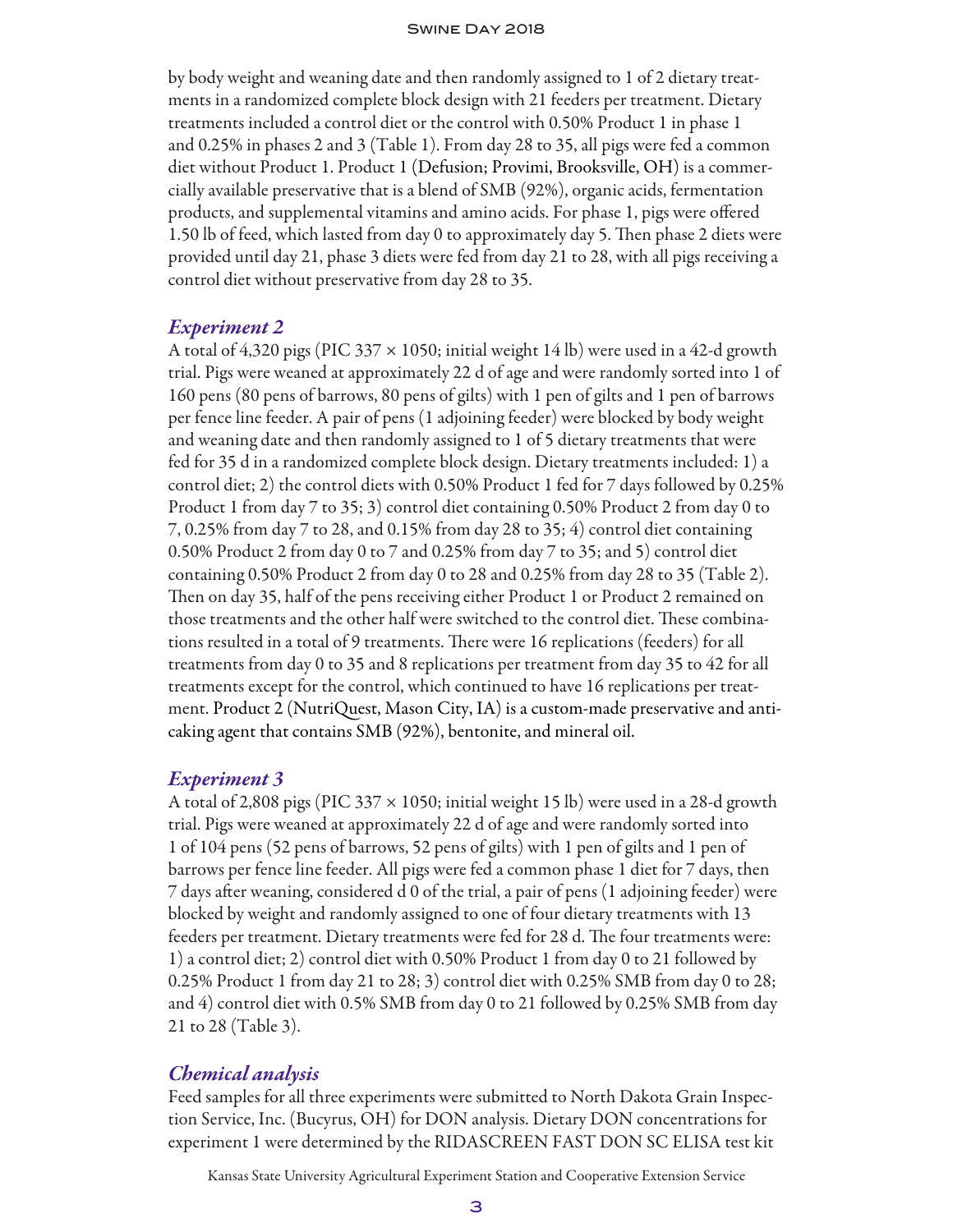by body weight and weaning date and then randomly assigned to 1 of 2 dietary treatments in a randomized complete block design with 21 feeders per treatment. Dietary treatments included a control diet or the control with 0.50% Product 1 in phase 1 and 0.25% in phases 2 and 3 (Table 1). From day 28 to 35, all pigs were fed a common diet without Product 1. Product 1 (Defusion; Provimi, Brooksville, OH) is a commercially available preservative that is a blend of SMB (92%), organic acids, fermentation products, and supplemental vitamins and amino acids. For phase 1, pigs were offered 1.50 lb of feed, which lasted from day 0 to approximately day 5. Then phase 2 diets were provided until day 21, phase 3 diets were fed from day 21 to 28, with all pigs receiving a control diet without preservative from day 28 to 35.

### *Experiment 2*

A total of 4,320 pigs (PIC 337 × 1050; initial weight 14 lb) were used in a 42-d growth trial. Pigs were weaned at approximately 22 d of age and were randomly sorted into 1 of 160 pens (80 pens of barrows, 80 pens of gilts) with 1 pen of gilts and 1 pen of barrows per fence line feeder. A pair of pens (1 adjoining feeder) were blocked by body weight and weaning date and then randomly assigned to 1 of 5 dietary treatments that were fed for 35 d in a randomized complete block design. Dietary treatments included: 1) a control diet; 2) the control diets with 0.50% Product 1 fed for 7 days followed by 0.25% Product 1 from day 7 to 35; 3) control diet containing 0.50% Product 2 from day 0 to 7, 0.25% from day 7 to 28, and 0.15% from day 28 to 35; 4) control diet containing 0.50% Product 2 from day 0 to 7 and 0.25% from day 7 to 35; and 5) control diet containing 0.50% Product 2 from day 0 to 28 and 0.25% from day 28 to 35 (Table 2). Then on day 35, half of the pens receiving either Product 1 or Product 2 remained on those treatments and the other half were switched to the control diet. These combinations resulted in a total of 9 treatments. There were 16 replications (feeders) for all treatments from day 0 to 35 and 8 replications per treatment from day 35 to 42 for all treatments except for the control, which continued to have 16 replications per treatment. Product 2 (NutriQuest, Mason City, IA) is a custom-made preservative and anti-caking agent that contains SMB (92%), bentonite, and mineral oil.

### *Experiment 3*

A total of 2,808 pigs (PIC 337 × 1050; initial weight 15 lb) were used in a 28-d growth trial. Pigs were weaned at approximately 22 d of age and were randomly sorted into 1 of 104 pens (52 pens of barrows, 52 pens of gilts) with 1 pen of gilts and 1 pen of barrows per fence line feeder. All pigs were fed a common phase 1 diet for 7 days, then 7 days after weaning, considered d 0 of the trial, a pair of pens (1 adjoining feeder) were blocked by weight and randomly assigned to one of four dietary treatments with 13 feeders per treatment. Dietary treatments were fed for 28 d. The four treatments were: 1) a control diet; 2) control diet with 0.50% Product 1 from day 0 to 21 followed by 0.25% Product 1 from day 21 to 28; 3) control diet with 0.25% SMB from day 0 to 28; and 4) control diet with 0.5% SMB from day 0 to 21 followed by 0.25% SMB from day 21 to 28 (Table 3).

### *Chemical analysis*

Feed samples for all three experiments were submitted to North Dakota Grain Inspection Service, Inc. (Bucyrus, OH) for DON analysis. Dietary DON concentrations for experiment 1 were determined by the RIDASCREEN FAST DON SC ELISA test kit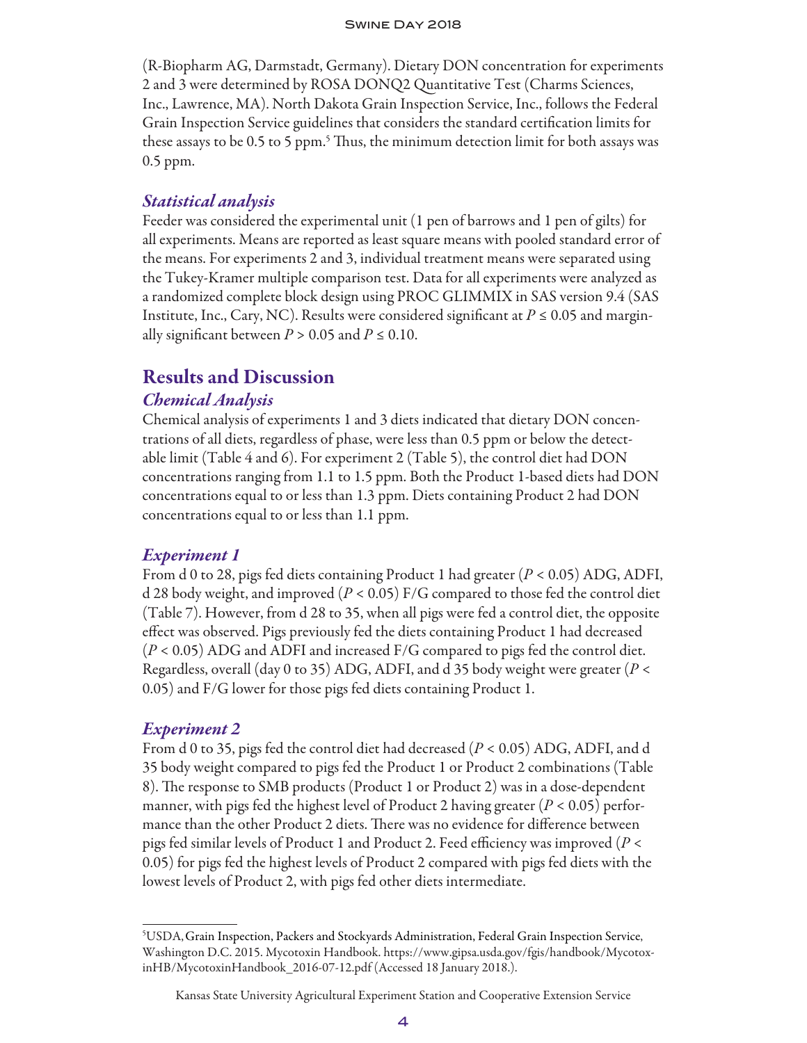(R-Biopharm AG, Darmstadt, Germany). Dietary DON concentration for experiments 2 and 3 were determined by ROSA DONQ2 Quantitative Test (Charms Sciences, Inc., Lawrence, MA). North Dakota Grain Inspection Service, Inc., follows the Federal Grain Inspection Service guidelines that considers the standard certification limits for these assays to be 0.5 to 5 ppm.[5] Thus, the minimum detection limit for both assays was 0.5 ppm.

### *Statistical analysis*

Feeder was considered the experimental unit (1 pen of barrows and 1 pen of gilts) for all experiments. Means are reported as least square means with pooled standard error of the means. For experiments 2 and 3, individual treatment means were separated using the Tukey-Kramer multiple comparison test. Data for all experiments were analyzed as a randomized complete block design using PROC GLIMMIX in SAS version 9.4 (SAS Institute, Inc., Cary, NC). Results were considered significant at $P \leq 0.05$ and marginally significant between $P > 0.05$ and $P \leq 0.10$.

## Results and Discussion

### *Chemical Analysis*

Chemical analysis of experiments 1 and 3 diets indicated that dietary DON concentrations of all diets, regardless of phase, were less than 0.5 ppm or below the detectable limit (Table 4 and 6). For experiment 2 (Table 5), the control diet had DON concentrations ranging from 1.1 to 1.5 ppm. Both the Product 1-based diets had DON concentrations equal to or less than 1.3 ppm. Diets containing Product 2 had DON concentrations equal to or less than 1.1 ppm.

### *Experiment 1*

From d 0 to 28, pigs fed diets containing Product 1 had greater ($P < 0.05$) ADG, ADFI, d 28 body weight, and improved ($P < 0.05$) F/G compared to those fed the control diet (Table 7). However, from d 28 to 35, when all pigs were fed a control diet, the opposite effect was observed. Pigs previously fed the diets containing Product 1 had decreased ($P < 0.05$) ADG and ADFI and increased F/G compared to pigs fed the control diet. Regardless, overall (day 0 to 35) ADG, ADFI, and d 35 body weight were greater ($P < 0.05$) and F/G lower for those pigs fed diets containing Product 1.

### *Experiment 2*

From d 0 to 35, pigs fed the control diet had decreased ($P < 0.05$) ADG, ADFI, and d 35 body weight compared to pigs fed the Product 1 or Product 2 combinations (Table 8). The response to SMB products (Product 1 or Product 2) was in a dose-dependent manner, with pigs fed the highest level of Product 2 having greater ($P < 0.05$) performance than the other Product 2 diets. There was no evidence for difference between pigs fed similar levels of Product 1 and Product 2. Feed efficiency was improved ($P < 0.05$) for pigs fed the highest levels of Product 2 compared with pigs fed diets with the lowest levels of Product 2, with pigs fed other diets intermediate.

---

[5] USDA, Grain Inspection, Packers and Stockyards Administration, Federal Grain Inspection Service, Washington D.C. 2015. Mycotoxin Handbook. https://www.gipsa.usda.gov/fgis/handbook/MycotoxinHB/MycotoxinHandbook_2016-07-12.pdf (Accessed 18 January 2018.).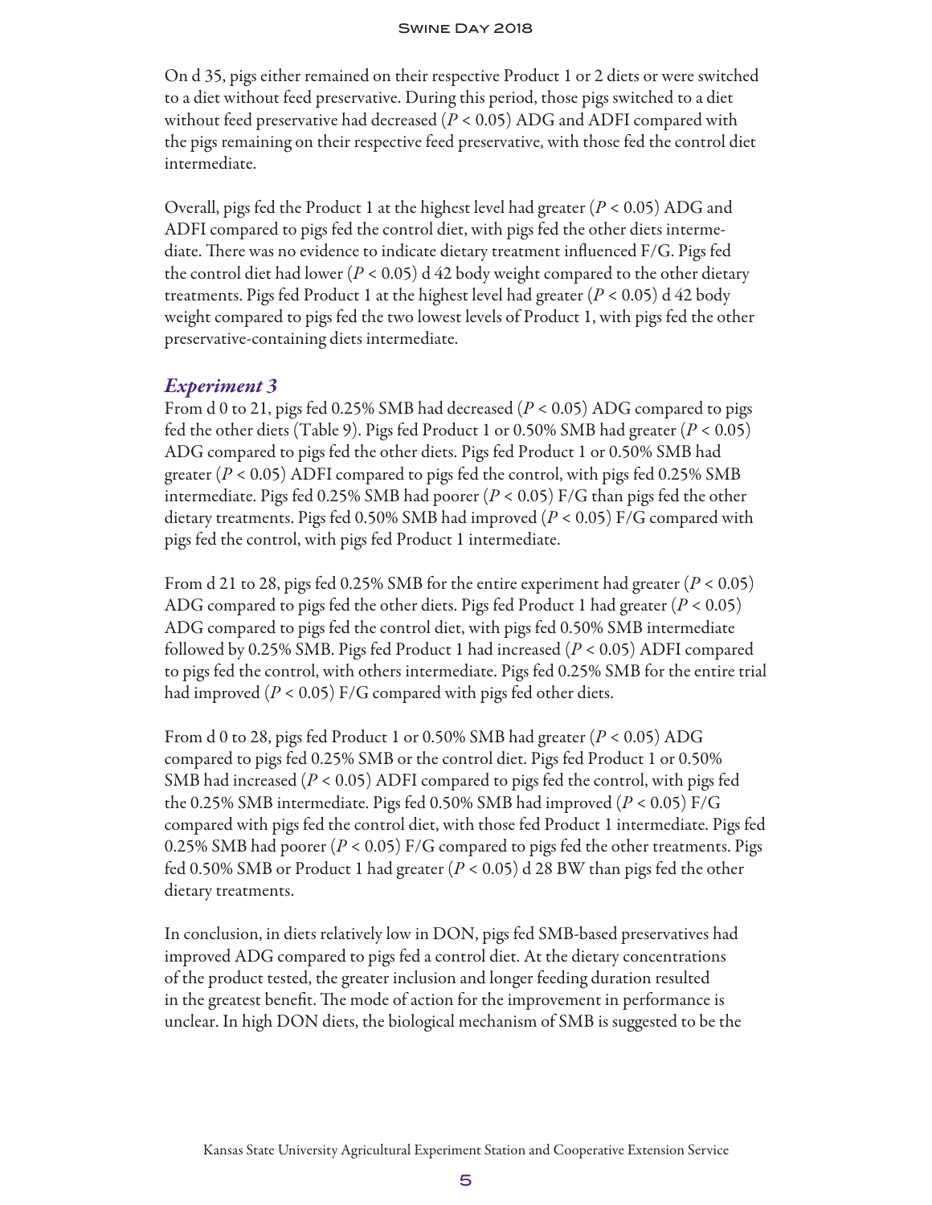On d 35, pigs either remained on their respective Product 1 or 2 diets or were switched to a diet without feed preservative. During this period, those pigs switched to a diet without feed preservative had decreased ($P < 0.05$) ADG and ADFI compared with the pigs remaining on their respective feed preservative, with those fed the control diet intermediate.

Overall, pigs fed the Product 1 at the highest level had greater ($P < 0.05$) ADG and ADFI compared to pigs fed the control diet, with pigs fed the other diets intermediate. There was no evidence to indicate dietary treatment influenced F/G. Pigs fed the control diet had lower ($P < 0.05$) d 42 body weight compared to the other dietary treatments. Pigs fed Product 1 at the highest level had greater ($P < 0.05$) d 42 body weight compared to pigs fed the two lowest levels of Product 1, with pigs fed the other preservative-containing diets intermediate.

### *Experiment 3*

From d 0 to 21, pigs fed 0.25% SMB had decreased ($P < 0.05$) ADG compared to pigs fed the other diets (Table 9). Pigs fed Product 1 or 0.50% SMB had greater ($P < 0.05$) ADG compared to pigs fed the other diets. Pigs fed Product 1 or 0.50% SMB had greater ($P < 0.05$) ADFI compared to pigs fed the control, with pigs fed 0.25% SMB intermediate. Pigs fed 0.25% SMB had poorer ($P < 0.05$) F/G than pigs fed the other dietary treatments. Pigs fed 0.50% SMB had improved ($P < 0.05$) F/G compared with pigs fed the control, with pigs fed Product 1 intermediate.

From d 21 to 28, pigs fed 0.25% SMB for the entire experiment had greater ($P < 0.05$) ADG compared to pigs fed the other diets. Pigs fed Product 1 had greater ($P < 0.05$) ADG compared to pigs fed the control diet, with pigs fed 0.50% SMB intermediate followed by 0.25% SMB. Pigs fed Product 1 had increased ($P < 0.05$) ADFI compared to pigs fed the control, with others intermediate. Pigs fed 0.25% SMB for the entire trial had improved ($P < 0.05$) F/G compared with pigs fed other diets.

From d 0 to 28, pigs fed Product 1 or 0.50% SMB had greater ($P < 0.05$) ADG compared to pigs fed 0.25% SMB or the control diet. Pigs fed Product 1 or 0.50% SMB had increased ($P < 0.05$) ADFI compared to pigs fed the control, with pigs fed the 0.25% SMB intermediate. Pigs fed 0.50% SMB had improved ($P < 0.05$) F/G compared with pigs fed the control diet, with those fed Product 1 intermediate. Pigs fed 0.25% SMB had poorer ($P < 0.05$) F/G compared to pigs fed the other treatments. Pigs fed 0.50% SMB or Product 1 had greater ($P < 0.05$) d 28 BW than pigs fed the other dietary treatments.

In conclusion, in diets relatively low in DON, pigs fed SMB-based preservatives had improved ADG compared to pigs fed a control diet. At the dietary concentrations of the product tested, the greater inclusion and longer feeding duration resulted in the greatest benefit. The mode of action for the improvement in performance is unclear. In high DON diets, the biological mechanism of SMB is suggested to be the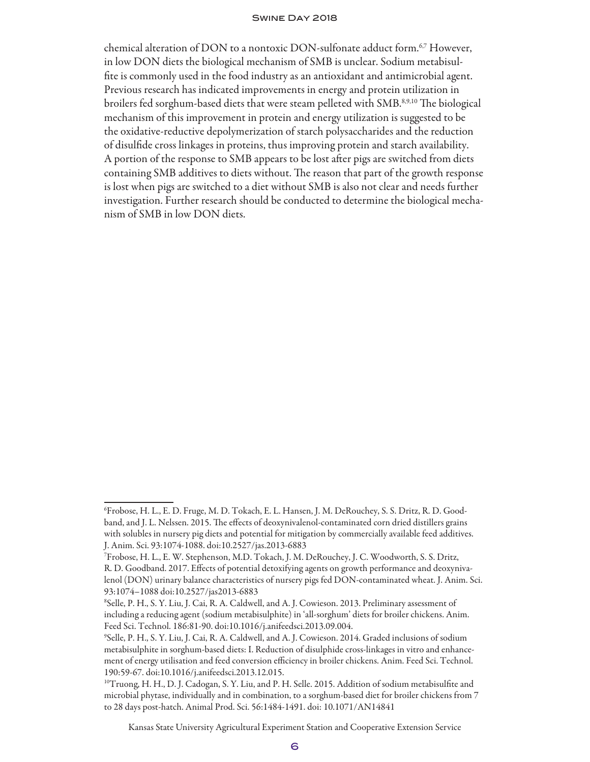chemical alteration of DON to a nontoxic DON-sulfonate adduct form.[6,7] However, in low DON diets the biological mechanism of SMB is unclear. Sodium metabisulfite is commonly used in the food industry as an antioxidant and antimicrobial agent. Previous research has indicated improvements in energy and protein utilization in broilers fed sorghum-based diets that were steam pelleted with SMB.[8,9,10] The biological mechanism of this improvement in protein and energy utilization is suggested to be the oxidative-reductive depolymerization of starch polysaccharides and the reduction of disulfide cross linkages in proteins, thus improving protein and starch availability. A portion of the response to SMB appears to be lost after pigs are switched from diets containing SMB additives to diets without. The reason that part of the growth response is lost when pigs are switched to a diet without SMB is also not clear and needs further investigation. Further research should be conducted to determine the biological mechanism of SMB in low DON diets.

[6]Frobose, H. L., E. D. Fruge, M. D. Tokach, E. L. Hansen, J. M. DeRouchey, S. S. Dritz, R. D. Goodband, and J. L. Nelssen. 2015. The effects of deoxynivalenol-contaminated corn dried distillers grains with solubles in nursery pig diets and potential for mitigation by commercially available feed additives. J. Anim. Sci. 93:1074-1088. doi:10.2527/jas.2013-6883

[7]Frobose, H. L., E. W. Stephenson, M.D. Tokach, J. M. DeRouchey, J. C. Woodworth, S. S. Dritz, R. D. Goodband. 2017. Effects of potential detoxifying agents on growth performance and deoxynivalenol (DON) urinary balance characteristics of nursery pigs fed DON-contaminated wheat. J. Anim. Sci. 93:1074–1088 doi:10.2527/jas2013-6883

[8]Selle, P. H., S. Y. Liu, J. Cai, R. A. Caldwell, and A. J. Cowieson. 2013. Preliminary assessment of including a reducing agent (sodium metabisulphite) in 'all-sorghum' diets for broiler chickens. Anim. Feed Sci. Technol. 186:81-90. doi:10.1016/j.anifeedsci.2013.09.004.

[9]Selle, P. H., S. Y. Liu, J. Cai, R. A. Caldwell, and A. J. Cowieson. 2014. Graded inclusions of sodium metabisulphite in sorghum-based diets: I. Reduction of disulphide cross-linkages in vitro and enhancement of energy utilisation and feed conversion efficiency in broiler chickens. Anim. Feed Sci. Technol. 190:59-67. doi:10.1016/j.anifeedsci.2013.12.015.

[10]Truong, H. H., D. J. Cadogan, S. Y. Liu, and P. H. Selle. 2015. Addition of sodium metabisulfite and microbial phytase, individually and in combination, to a sorghum-based diet for broiler chickens from 7 to 28 days post-hatch. Animal Prod. Sci. 56:1484-1491. doi: 10.1071/AN14841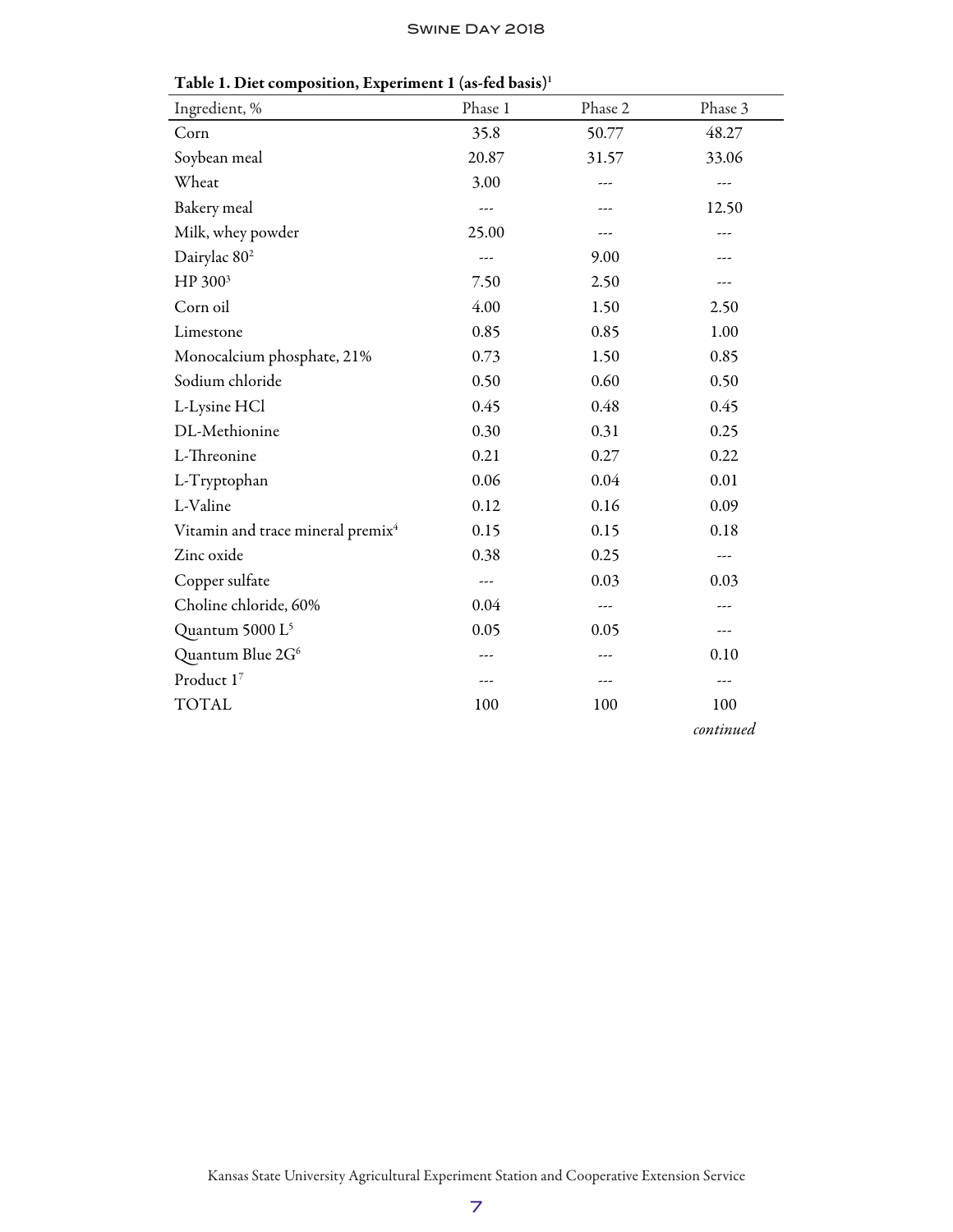**Table 1. Diet composition, Experiment 1 (as-fed basis)[1]**

| Ingredient, % | Phase 1 | Phase 2 | Phase 3 |
|---|---|---|---|
| Corn | 35.8 | 50.77 | 48.27 |
| Soybean meal | 20.87 | 31.57 | 33.06 |
| Wheat | 3.00 | --- | --- |
| Bakery meal | --- | --- | 12.50 |
| Milk, whey powder | 25.00 | --- | --- |
| Dairylac 80[2] | --- | 9.00 | --- |
| HP 300[3] | 7.50 | 2.50 | --- |
| Corn oil | 4.00 | 1.50 | 2.50 |
| Limestone | 0.85 | 0.85 | 1.00 |
| Monocalcium phosphate, 21% | 0.73 | 1.50 | 0.85 |
| Sodium chloride | 0.50 | 0.60 | 0.50 |
| L-Lysine HCl | 0.45 | 0.48 | 0.45 |
| DL-Methionine | 0.30 | 0.31 | 0.25 |
| L-Threonine | 0.21 | 0.27 | 0.22 |
| L-Tryptophan | 0.06 | 0.04 | 0.01 |
| L-Valine | 0.12 | 0.16 | 0.09 |
| Vitamin and trace mineral premix[4] | 0.15 | 0.15 | 0.18 |
| Zinc oxide | 0.38 | 0.25 | --- |
| Copper sulfate | --- | 0.03 | 0.03 |
| Choline chloride, 60% | 0.04 | --- | --- |
| Quantum 5000 L[5] | 0.05 | 0.05 | --- |
| Quantum Blue 2G[6] | --- | --- | 0.10 |
| Product 1[7] | --- | --- | --- |
| TOTAL | 100 | 100 | 100 |

*continued*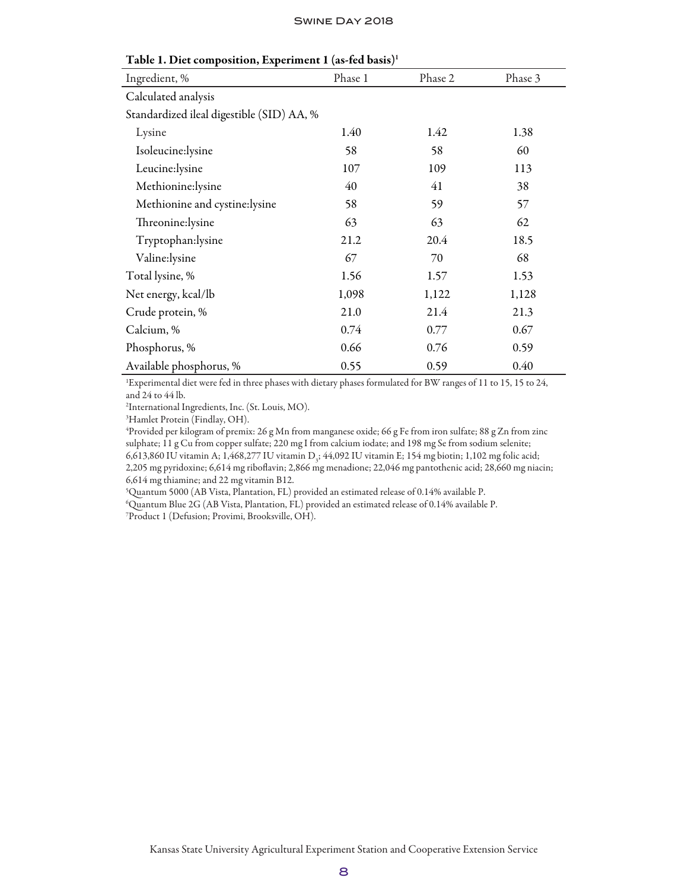**Table 1. Diet composition, Experiment 1 (as-fed basis)[1]**

| Ingredient, % | Phase 1 | Phase 2 | Phase 3 |
|---|---|---|---|
| Calculated analysis | | | |
| Standardized ileal digestible (SID) AA, % | | | |
| Lysine | 1.40 | 1.42 | 1.38 |
| Isoleucine:lysine | 58 | 58 | 60 |
| Leucine:lysine | 107 | 109 | 113 |
| Methionine:lysine | 40 | 41 | 38 |
| Methionine and cystine:lysine | 58 | 59 | 57 |
| Threonine:lysine | 63 | 63 | 62 |
| Tryptophan:lysine | 21.2 | 20.4 | 18.5 |
| Valine:lysine | 67 | 70 | 68 |
| Total lysine, % | 1.56 | 1.57 | 1.53 |
| Net energy, kcal/lb | 1,098 | 1,122 | 1,128 |
| Crude protein, % | 21.0 | 21.4 | 21.3 |
| Calcium, % | 0.74 | 0.77 | 0.67 |
| Phosphorus, % | 0.66 | 0.76 | 0.59 |
| Available phosphorus, % | 0.55 | 0.59 | 0.40 |

[1]Experimental diet were fed in three phases with dietary phases formulated for BW ranges of 11 to 15, 15 to 24, and 24 to 44 lb.

[2]International Ingredients, Inc. (St. Louis, MO).

[3]Hamlet Protein (Findlay, OH).

[4]Provided per kilogram of premix: 26 g Mn from manganese oxide; 66 g Fe from iron sulfate; 88 g Zn from zinc sulphate; 11 g Cu from copper sulfate; 220 mg I from calcium iodate; and 198 mg Se from sodium selenite; 6,613,860 IU vitamin A; 1,468,277 IU vitamin $D_3$; 44,092 IU vitamin E; 154 mg biotin; 1,102 mg folic acid; 2,205 mg pyridoxine; 6,614 mg riboflavin; 2,866 mg menadione; 22,046 mg pantothenic acid; 28,660 mg niacin; 6,614 mg thiamine; and 22 mg vitamin B12.

[5]Quantum 5000 (AB Vista, Plantation, FL) provided an estimated release of 0.14% available P.

[6]Quantum Blue 2G (AB Vista, Plantation, FL) provided an estimated release of 0.14% available P.

[7]Product 1 (Defusion; Provimi, Brooksville, OH).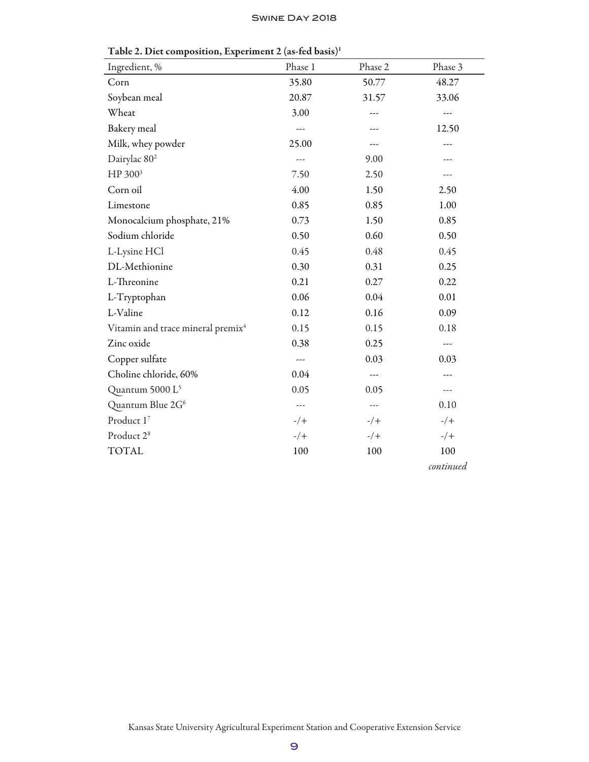Table 2. Diet composition, Experiment 2 (as-fed basis)[1]

| Ingredient, % | Phase 1 | Phase 2 | Phase 3 |
|---|---|---|---|
| Corn | 35.80 | 50.77 | 48.27 |
| Soybean meal | 20.87 | 31.57 | 33.06 |
| Wheat | 3.00 | --- | --- |
| Bakery meal | --- | --- | 12.50 |
| Milk, whey powder | 25.00 | --- | --- |
| Dairylac 80[2] | --- | 9.00 | --- |
| HP 300[3] | 7.50 | 2.50 | --- |
| Corn oil | 4.00 | 1.50 | 2.50 |
| Limestone | 0.85 | 0.85 | 1.00 |
| Monocalcium phosphate, 21% | 0.73 | 1.50 | 0.85 |
| Sodium chloride | 0.50 | 0.60 | 0.50 |
| L-Lysine HCl | 0.45 | 0.48 | 0.45 |
| DL-Methionine | 0.30 | 0.31 | 0.25 |
| L-Threonine | 0.21 | 0.27 | 0.22 |
| L-Tryptophan | 0.06 | 0.04 | 0.01 |
| L-Valine | 0.12 | 0.16 | 0.09 |
| Vitamin and trace mineral premix[4] | 0.15 | 0.15 | 0.18 |
| Zinc oxide | 0.38 | 0.25 | --- |
| Copper sulfate | --- | 0.03 | 0.03 |
| Choline chloride, 60% | 0.04 | --- | --- |
| Quantum 5000 L[5] | 0.05 | 0.05 | --- |
| Quantum Blue 2G[6] | --- | --- | 0.10 |
| Product 1[7] | -/+ | -/+ | -/+ |
| Product 2[8] | -/+ | -/+ | -/+ |
| TOTAL | 100 | 100 | 100 |

*continued*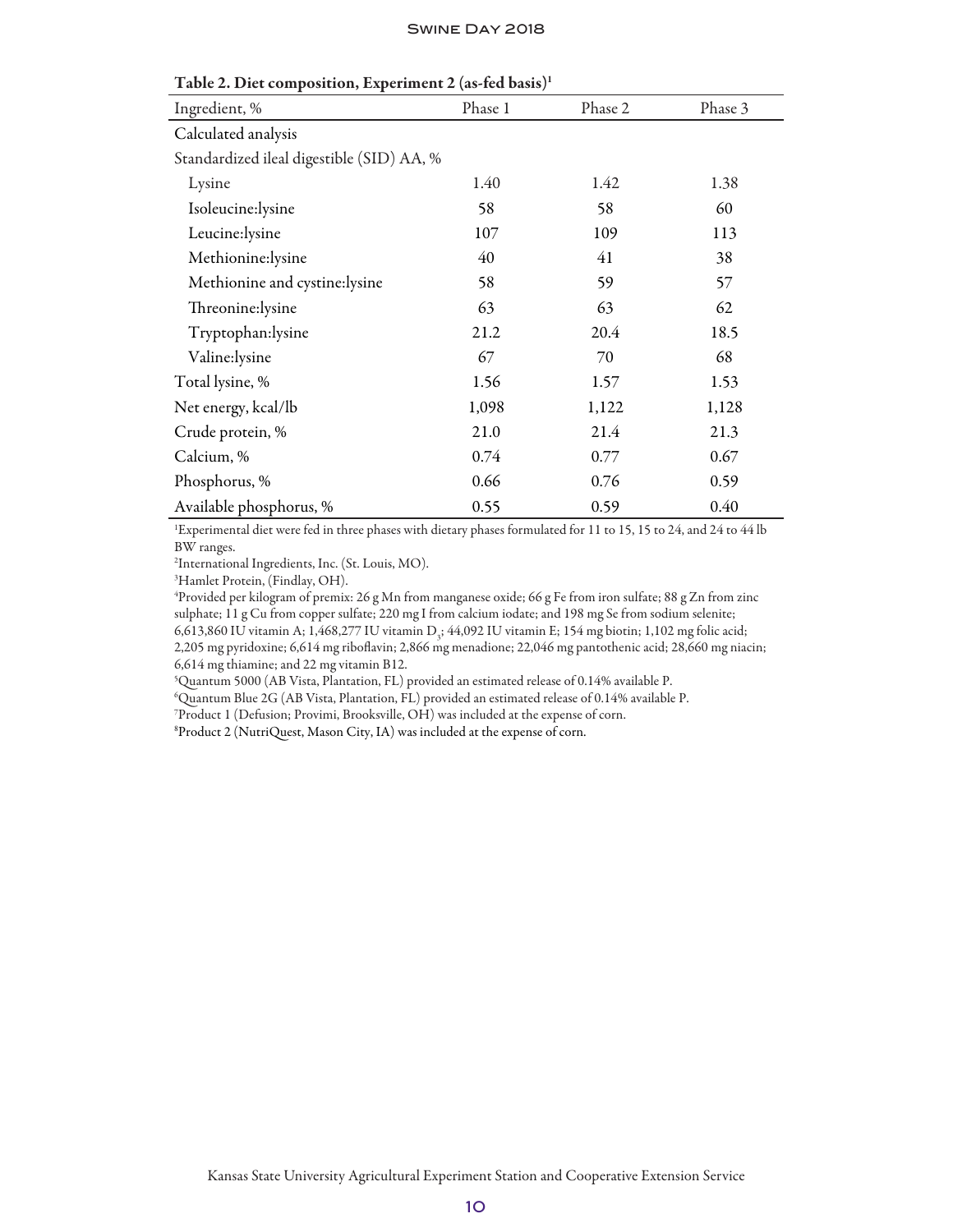Table 2. Diet composition, Experiment 2 (as-fed basis)[1]

| Ingredient, % | Phase 1 | Phase 2 | Phase 3 |
|---|---|---|---|
| Calculated analysis | | | |
| Standardized ileal digestible (SID) AA, % | | | |
| Lysine | 1.40 | 1.42 | 1.38 |
| Isoleucine:lysine | 58 | 58 | 60 |
| Leucine:lysine | 107 | 109 | 113 |
| Methionine:lysine | 40 | 41 | 38 |
| Methionine and cystine:lysine | 58 | 59 | 57 |
| Threonine:lysine | 63 | 63 | 62 |
| Tryptophan:lysine | 21.2 | 20.4 | 18.5 |
| Valine:lysine | 67 | 70 | 68 |
| Total lysine, % | 1.56 | 1.57 | 1.53 |
| Net energy, kcal/lb | 1,098 | 1,122 | 1,128 |
| Crude protein, % | 21.0 | 21.4 | 21.3 |
| Calcium, % | 0.74 | 0.77 | 0.67 |
| Phosphorus, % | 0.66 | 0.76 | 0.59 |
| Available phosphorus, % | 0.55 | 0.59 | 0.40 |

[1]Experimental diet were fed in three phases with dietary phases formulated for 11 to 15, 15 to 24, and 24 to 44 lb BW ranges.

[2]International Ingredients, Inc. (St. Louis, MO).

[3]Hamlet Protein, (Findlay, OH).

[4]Provided per kilogram of premix: 26 g Mn from manganese oxide; 66 g Fe from iron sulfate; 88 g Zn from zinc sulphate; 11 g Cu from copper sulfate; 220 mg I from calcium iodate; and 198 mg Se from sodium selenite; 6,613,860 IU vitamin A; 1,468,277 IU vitamin $D_3$; 44,092 IU vitamin E; 154 mg biotin; 1,102 mg folic acid; 2,205 mg pyridoxine; 6,614 mg riboflavin; 2,866 mg menadione; 22,046 mg pantothenic acid; 28,660 mg niacin; 6,614 mg thiamine; and 22 mg vitamin B12.

[5]Quantum 5000 (AB Vista, Plantation, FL) provided an estimated release of 0.14% available P.

[6]Quantum Blue 2G (AB Vista, Plantation, FL) provided an estimated release of 0.14% available P.

[7]Product 1 (Defusion; Provimi, Brooksville, OH) was included at the expense of corn.

[8]Product 2 (NutriQuest, Mason City, IA) was included at the expense of corn.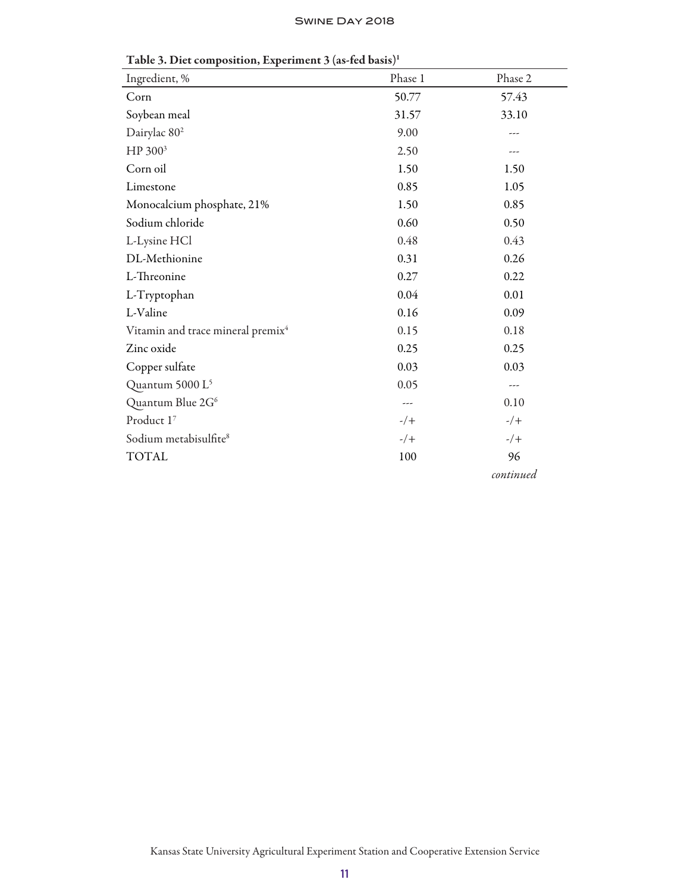Table 3. Diet composition, Experiment 3 (as-fed basis)[1]

| Ingredient, % | Phase 1 | Phase 2 |
|---|---|---|
| Corn | 50.77 | 57.43 |
| Soybean meal | 31.57 | 33.10 |
| Dairylac 80[2] | 9.00 | --- |
| HP 300[3] | 2.50 | --- |
| Corn oil | 1.50 | 1.50 |
| Limestone | 0.85 | 1.05 |
| Monocalcium phosphate, 21% | 1.50 | 0.85 |
| Sodium chloride | 0.60 | 0.50 |
| L-Lysine HCl | 0.48 | 0.43 |
| DL-Methionine | 0.31 | 0.26 |
| L-Threonine | 0.27 | 0.22 |
| L-Tryptophan | 0.04 | 0.01 |
| L-Valine | 0.16 | 0.09 |
| Vitamin and trace mineral premix[4] | 0.15 | 0.18 |
| Zinc oxide | 0.25 | 0.25 |
| Copper sulfate | 0.03 | 0.03 |
| Quantum 5000 L[5] | 0.05 | --- |
| Quantum Blue 2G[6] | --- | 0.10 |
| Product 1[7] | -/+ | -/+ |
| Sodium metabisulfite[8] | -/+ | -/+ |
| TOTAL | 100 | 96 |

*continued*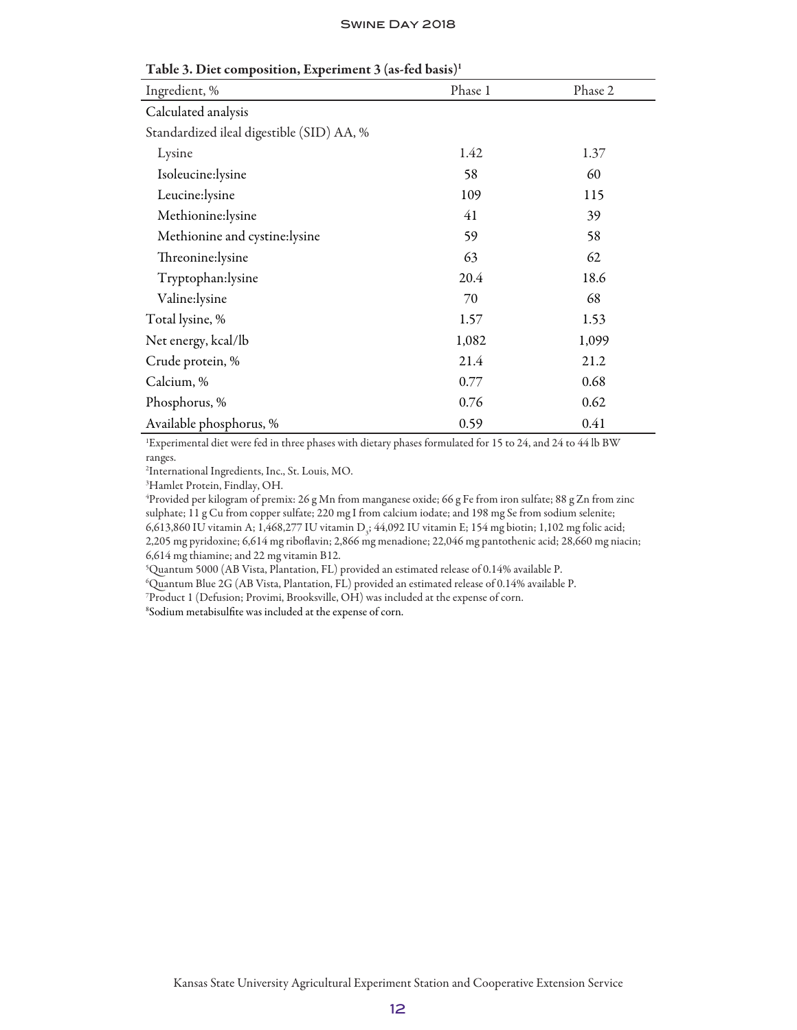Table 3. Diet composition, Experiment 3 (as-fed basis)[1]

| Ingredient, % | Phase 1 | Phase 2 |
|---|---|---|
| Calculated analysis | | |
| Standardized ileal digestible (SID) AA, % | | |
| Lysine | 1.42 | 1.37 |
| Isoleucine:lysine | 58 | 60 |
| Leucine:lysine | 109 | 115 |
| Methionine:lysine | 41 | 39 |
| Methionine and cystine:lysine | 59 | 58 |
| Threonine:lysine | 63 | 62 |
| Tryptophan:lysine | 20.4 | 18.6 |
| Valine:lysine | 70 | 68 |
| Total lysine, % | 1.57 | 1.53 |
| Net energy, kcal/lb | 1,082 | 1,099 |
| Crude protein, % | 21.4 | 21.2 |
| Calcium, % | 0.77 | 0.68 |
| Phosphorus, % | 0.76 | 0.62 |
| Available phosphorus, % | 0.59 | 0.41 |

[1]Experimental diet were fed in three phases with dietary phases formulated for 15 to 24, and 24 to 44 lb BW ranges.

[2]International Ingredients, Inc., St. Louis, MO.

[3]Hamlet Protein, Findlay, OH.

[4]Provided per kilogram of premix: 26 g Mn from manganese oxide; 66 g Fe from iron sulfate; 88 g Zn from zinc sulphate; 11 g Cu from copper sulfate; 220 mg I from calcium iodate; and 198 mg Se from sodium selenite; 6,613,860 IU vitamin A; 1,468,277 IU vitamin $D_3$; 44,092 IU vitamin E; 154 mg biotin; 1,102 mg folic acid; 2,205 mg pyridoxine; 6,614 mg riboflavin; 2,866 mg menadione; 22,046 mg pantothenic acid; 28,660 mg niacin; 6,614 mg thiamine; and 22 mg vitamin B12.

[5]Quantum 5000 (AB Vista, Plantation, FL) provided an estimated release of 0.14% available P.

[6]Quantum Blue 2G (AB Vista, Plantation, FL) provided an estimated release of 0.14% available P.

[7]Product 1 (Defusion; Provimi, Brooksville, OH) was included at the expense of corn.

[8]Sodium metabisulfite was included at the expense of corn.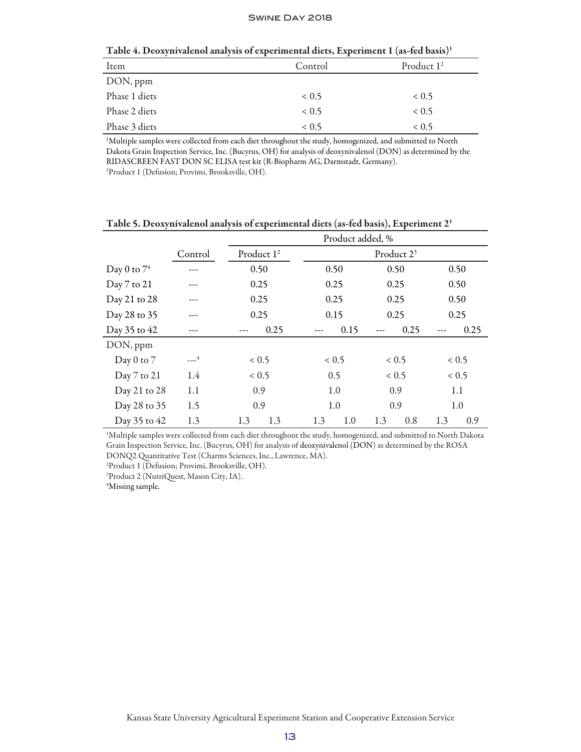**Table 4. Deoxynivalenol analysis of experimental diets, Experiment 1 (as-fed basis)[1]**

| Item | Control | Product 1[2] |
|---|---|---|
| DON, ppm | | |
| Phase 1 diets | < 0.5 | < 0.5 |
| Phase 2 diets | < 0.5 | < 0.5 |
| Phase 3 diets | < 0.5 | < 0.5 |

[1]Multiple samples were collected from each diet throughout the study, homogenized, and submitted to North Dakota Grain Inspection Service, Inc. (Bucyrus, OH) for analysis of deoxynivalenol (DON) as determined by the RIDASCREEN FAST DON SC ELISA test kit (R-Biopharm AG, Darmstadt, Germany).
[2]Product 1 (Defusion; Provimi, Brooksville, OH).

**Table 5. Deoxynivalenol analysis of experimental diets (as-fed basis), Experiment 2[1]**

| | | Product added, % | | | | | | | |
|---|---|---|---|---|---|---|---|---|---|
| | Control | Product 1[2] | | Product 2[3] | | | | | |
| Day 0 to 7[4] | --- | 0.50 | | 0.50 | | 0.50 | | 0.50 | |
| Day 7 to 21 | --- | 0.25 | | 0.25 | | 0.25 | | 0.50 | |
| Day 21 to 28 | --- | 0.25 | | 0.25 | | 0.25 | | 0.50 | |
| Day 28 to 35 | --- | 0.25 | | 0.15 | | 0.25 | | 0.25 | |
| Day 35 to 42 | --- | --- | 0.25 | --- | 0.15 | --- | 0.25 | --- | 0.25 |
| DON, ppm | | | | | | | | | |
| Day 0 to 7 | ---[4] | < 0.5 | | < 0.5 | | < 0.5 | | < 0.5 | |
| Day 7 to 21 | 1.4 | < 0.5 | | 0.5 | | < 0.5 | | < 0.5 | |
| Day 21 to 28 | 1.1 | 0.9 | | 1.0 | | 0.9 | | 1.1 | |
| Day 28 to 35 | 1.5 | 0.9 | | 1.0 | | 0.9 | | 1.0 | |
| Day 35 to 42 | 1.3 | 1.3 | 1.3 | 1.3 | 1.0 | 1.3 | 0.8 | 1.3 | 0.9 |

[1]Multiple samples were collected from each diet throughout the study, homogenized, and submitted to North Dakota Grain Inspection Service, Inc. (Bucyrus, OH) for analysis of deoxynivalenol (DON) as determined by the ROSA DONQ2 Quantitative Test (Charms Sciences, Inc., Lawrence, MA).
[2]Product 1 (Defusion; Provimi, Brooksville, OH).
[3]Product 2 (NutriQuest, Mason City, IA).
[4]Missing sample.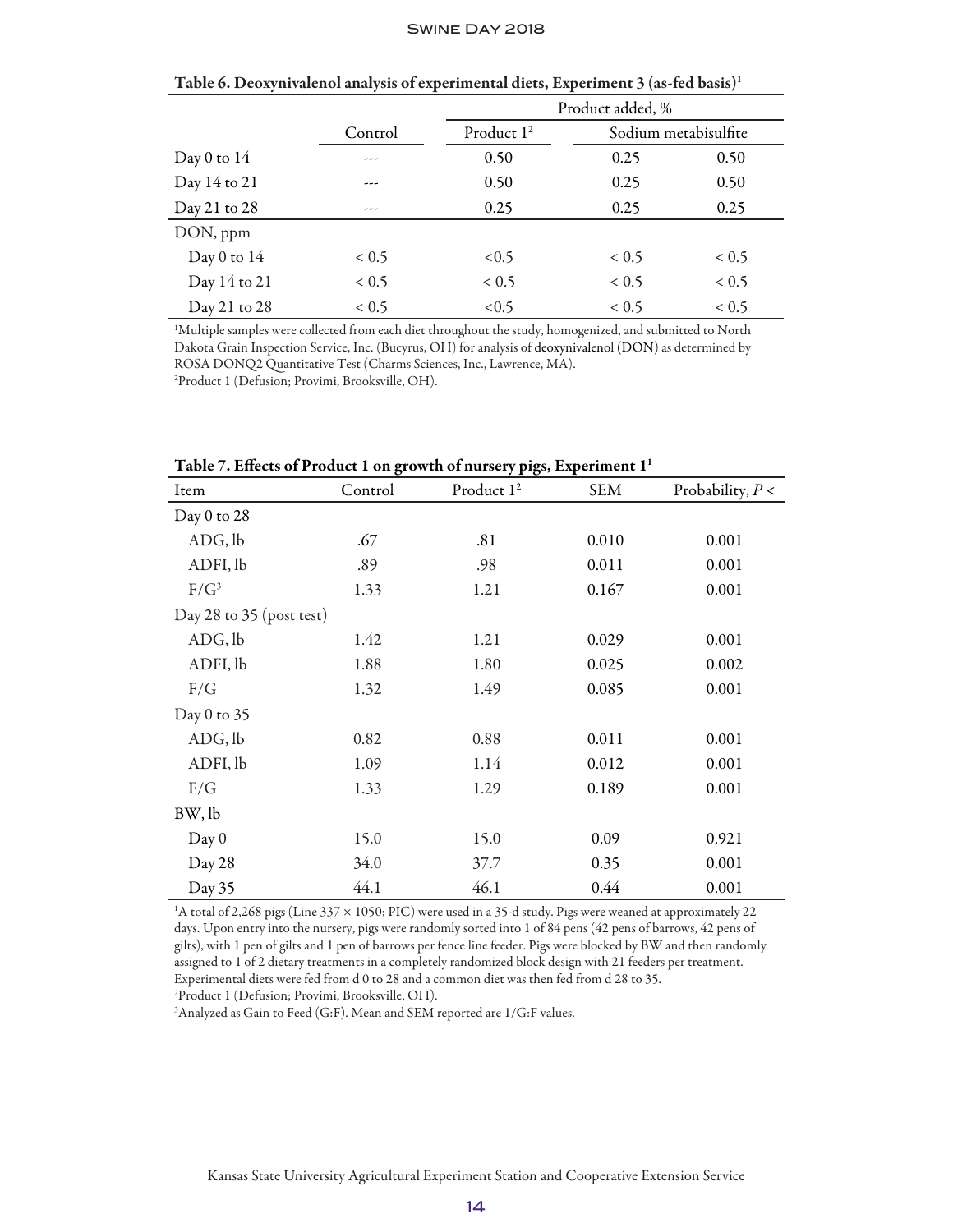**Table 6. Deoxynivalenol analysis of experimental diets, Experiment 3 (as-fed basis)[1]**

| | | Product added, % | | |
|---|---|---|---|---|
| | Control | Product 1[2] | Sodium metabisulfite | |
| Day 0 to 14 | --- | 0.50 | 0.25 | 0.50 |
| Day 14 to 21 | --- | 0.50 | 0.25 | 0.50 |
| Day 21 to 28 | --- | 0.25 | 0.25 | 0.25 |
| DON, ppm | | | | |
| Day 0 to 14 | < 0.5 | <0.5 | < 0.5 | < 0.5 |
| Day 14 to 21 | < 0.5 | < 0.5 | < 0.5 | < 0.5 |
| Day 21 to 28 | < 0.5 | <0.5 | < 0.5 | < 0.5 |

[1]Multiple samples were collected from each diet throughout the study, homogenized, and submitted to North Dakota Grain Inspection Service, Inc. (Bucyrus, OH) for analysis of deoxynivalenol (DON) as determined by ROSA DONQ2 Quantitative Test (Charms Sciences, Inc., Lawrence, MA).

[2]Product 1 (Defusion; Provimi, Brooksville, OH).

**Table 7. Effects of Product 1 on growth of nursery pigs, Experiment 1[1]**

| Item | Control | Product 1[2] | SEM | Probability, $P <$ |
|---|---|---|---|---|
| Day 0 to 28 | | | | |
| ADG, lb | .67 | .81 | 0.010 | 0.001 |
| ADFI, lb | .89 | .98 | 0.011 | 0.001 |
| F/G[3] | 1.33 | 1.21 | 0.167 | 0.001 |
| Day 28 to 35 (post test) | | | | |
| ADG, lb | 1.42 | 1.21 | 0.029 | 0.001 |
| ADFI, lb | 1.88 | 1.80 | 0.025 | 0.002 |
| F/G | 1.32 | 1.49 | 0.085 | 0.001 |
| Day 0 to 35 | | | | |
| ADG, lb | 0.82 | 0.88 | 0.011 | 0.001 |
| ADFI, lb | 1.09 | 1.14 | 0.012 | 0.001 |
| F/G | 1.33 | 1.29 | 0.189 | 0.001 |
| BW, lb | | | | |
| Day 0 | 15.0 | 15.0 | 0.09 | 0.921 |
| Day 28 | 34.0 | 37.7 | 0.35 | 0.001 |
| Day 35 | 44.1 | 46.1 | 0.44 | 0.001 |

[1]A total of 2,268 pigs (Line 337 × 1050; PIC) were used in a 35-d study. Pigs were weaned at approximately 22 days. Upon entry into the nursery, pigs were randomly sorted into 1 of 84 pens (42 pens of barrows, 42 pens of gilts), with 1 pen of gilts and 1 pen of barrows per fence line feeder. Pigs were blocked by BW and then randomly assigned to 1 of 2 dietary treatments in a completely randomized block design with 21 feeders per treatment. Experimental diets were fed from d 0 to 28 and a common diet was then fed from d 28 to 35.

[2]Product 1 (Defusion; Provimi, Brooksville, OH).

[3]Analyzed as Gain to Feed (G:F). Mean and SEM reported are 1/G:F values.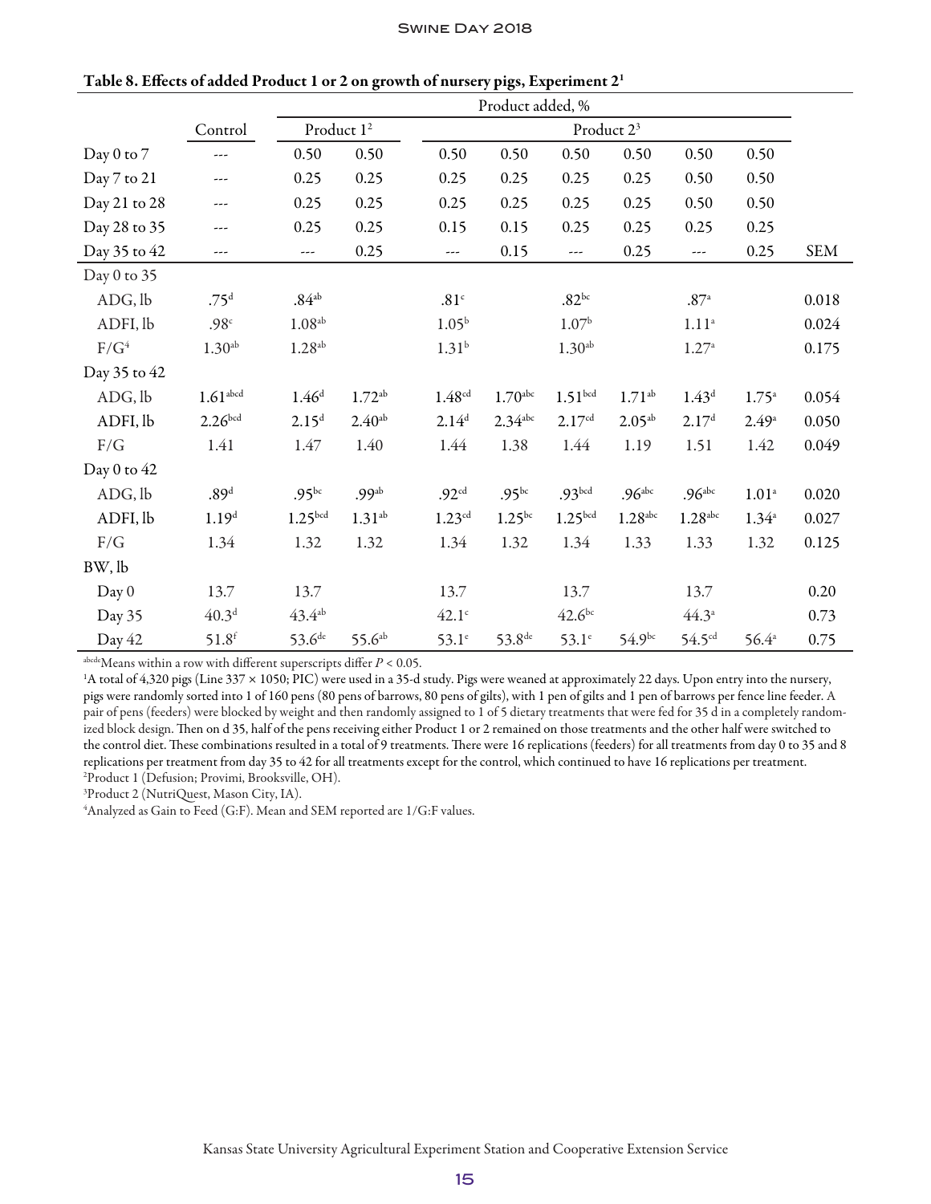**Table 8. Effects of added Product 1 or 2 on growth of nursery pigs, Experiment 2[1]**

| | Product added, % | | | | | | | | | | |
|---|---|---|---|---|---|---|---|---|---|---|---|
| | Control | Product 1[2] | | Product 2[3] | | | | | | | |
| Day 0 to 7 | --- | 0.50 | 0.50 | 0.50 | 0.50 | 0.50 | 0.50 | 0.50 | 0.50 | |
| Day 7 to 21 | --- | 0.25 | 0.25 | 0.25 | 0.25 | 0.25 | 0.25 | 0.50 | 0.50 | |
| Day 21 to 28 | --- | 0.25 | 0.25 | 0.25 | 0.25 | 0.25 | 0.25 | 0.50 | 0.50 | |
| Day 28 to 35 | --- | 0.25 | 0.25 | 0.15 | 0.15 | 0.25 | 0.25 | 0.25 | 0.25 | |
| Day 35 to 42 | --- | --- | 0.25 | --- | 0.15 | --- | 0.25 | --- | 0.25 | SEM |
| Day 0 to 35 | | | | | | | | | | |
| ADG, lb | .75[d] | .84[ab] | | .81[c] | | .82[bc] | | .87[a] | | 0.018 |
| ADFI, lb | .98[c] | 1.08[ab] | | 1.05[b] | | 1.07[b] | | 1.11[a] | | 0.024 |
| F/G[4] | 1.30[ab] | 1.28[ab] | | 1.31[b] | | 1.30[ab] | | 1.27[a] | | 0.175 |
| Day 35 to 42 | | | | | | | | | | |
| ADG, lb | 1.61[abcd] | 1.46[d] | 1.72[ab] | 1.48[cd] | 1.70[abc] | 1.51[bcd] | 1.71[ab] | 1.43[d] | 1.75[a] | 0.054 |
| ADFI, lb | 2.26[bcd] | 2.15[d] | 2.40[ab] | 2.14[d] | 2.34[abc] | 2.17[cd] | 2.05[ab] | 2.17[d] | 2.49[a] | 0.050 |
| F/G | 1.41 | 1.47 | 1.40 | 1.44 | 1.38 | 1.44 | 1.19 | 1.51 | 1.42 | 0.049 |
| Day 0 to 42 | | | | | | | | | | |
| ADG, lb | .89[d] | .95[bc] | .99[ab] | .92[cd] | .95[bc] | .93[bcd] | .96[abc] | .96[abc] | 1.01[a] | 0.020 |
| ADFI, lb | 1.19[d] | 1.25[bcd] | 1.31[ab] | 1.23[cd] | 1.25[bc] | 1.25[bcd] | 1.28[abc] | 1.28[abc] | 1.34[a] | 0.027 |
| F/G | 1.34 | 1.32 | 1.32 | 1.34 | 1.32 | 1.34 | 1.33 | 1.33 | 1.32 | 0.125 |
| BW, lb | | | | | | | | | | |
| Day 0 | 13.7 | 13.7 | | 13.7 | | 13.7 | | 13.7 | | 0.20 |
| Day 35 | 40.3[d] | 43.4[ab] | | 42.1[c] | | 42.6[bc] | | 44.3[a] | | 0.73 |
| Day 42 | 51.8[f] | 53.6[de] | 55.6[ab] | 53.1[e] | 53.8[de] | 53.1[e] | 54.9[bc] | 54.5[cd] | 56.4[a] | 0.75 |

[abcde]Means within a row with different superscripts differ $P < 0.05$.

[1]A total of 4,320 pigs (Line 337 × 1050; PIC) were used in a 35-d study. Pigs were weaned at approximately 22 days. Upon entry into the nursery, pigs were randomly sorted into 1 of 160 pens (80 pens of barrows, 80 pens of gilts), with 1 pen of gilts and 1 pen of barrows per fence line feeder. A pair of pens (feeders) were blocked by weight and then randomly assigned to 1 of 5 dietary treatments that were fed for 35 d in a completely randomized block design. Then on d 35, half of the pens receiving either Product 1 or 2 remained on those treatments and the other half were switched to the control diet. These combinations resulted in a total of 9 treatments. There were 16 replications (feeders) for all treatments from day 0 to 35 and 8 replications per treatment from day 35 to 42 for all treatments except for the control, which continued to have 16 replications per treatment.

[2]Product 1 (Defusion; Provimi, Brooksville, OH).

[3]Product 2 (NutriQuest, Mason City, IA).

[4]Analyzed as Gain to Feed (G:F). Mean and SEM reported are 1/G:F values.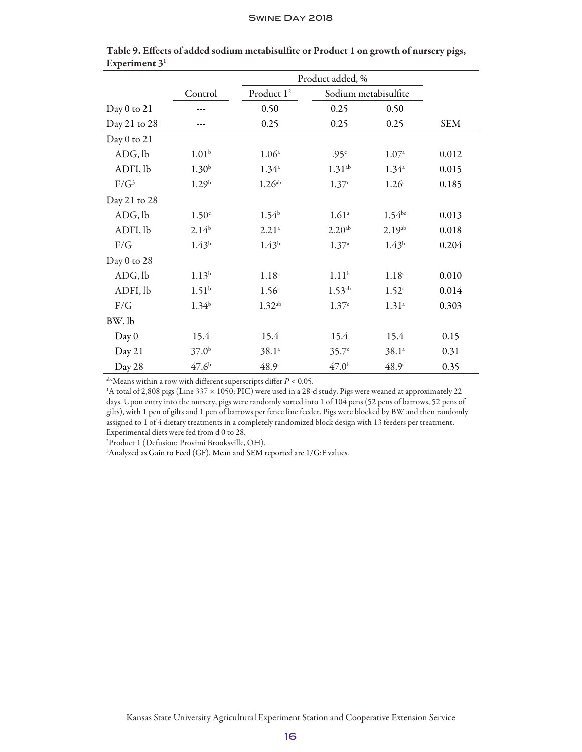**Table 9. Effects of added sodium metabisulfite or Product 1 on growth of nursery pigs, Experiment 3[1]**

| | Control | Product added, % | | | |
|---|---|---|---|---|---|
| | | Product 1[2] | Sodium metabisulfite | | |
| Day 0 to 21 | --- | 0.50 | 0.25 | 0.50 | |
| Day 21 to 28 | --- | 0.25 | 0.25 | 0.25 | SEM |
| Day 0 to 21 | | | | | |
| ADG, lb | 1.01[b] | 1.06[a] | .95[c] | 1.07[a] | 0.012 |
| ADFI, lb | 1.30[b] | 1.34[a] | 1.31[ab] | 1.34[a] | 0.015 |
| F/G[3] | 1.29[b] | 1.26[ab] | 1.37[c] | 1.26[a] | 0.185 |
| Day 21 to 28 | | | | | |
| ADG, lb | 1.50[c] | 1.54[b] | 1.61[a] | 1.54[bc] | 0.013 |
| ADFI, lb | 2.14[b] | 2.21[a] | 2.20[ab] | 2.19[ab] | 0.018 |
| F/G | 1.43[b] | 1.43[b] | 1.37[a] | 1.43[b] | 0.204 |
| Day 0 to 28 | | | | | |
| ADG, lb | 1.13[b] | 1.18[a] | 1.11[b] | 1.18[a] | 0.010 |
| ADFI, lb | 1.51[b] | 1.56[a] | 1.53[ab] | 1.52[a] | 0.014 |
| F/G | 1.34[b] | 1.32[ab] | 1.37[c] | 1.31[a] | 0.303 |
| BW, lb | | | | | |
| Day 0 | 15.4 | 15.4 | 15.4 | 15.4 | 0.15 |
| Day 21 | 37.0[b] | 38.1[a] | 35.7[c] | 38.1[a] | 0.31 |
| Day 28 | 47.6[b] | 48.9[a] | 47.0[b] | 48.9[a] | 0.35 |

[abc]Means within a row with different superscripts differ $P < 0.05$.

[1]A total of 2,808 pigs (Line 337 × 1050; PIC) were used in a 28-d study. Pigs were weaned at approximately 22 days. Upon entry into the nursery, pigs were randomly sorted into 1 of 104 pens (52 pens of barrows, 52 pens of gilts), with 1 pen of gilts and 1 pen of barrows per fence line feeder. Pigs were blocked by BW and then randomly assigned to 1 of 4 dietary treatments in a completely randomized block design with 13 feeders per treatment. Experimental diets were fed from d 0 to 28.

[2]Product 1 (Defusion; Provimi Brooksville, OH).

[3]Analyzed as Gain to Feed (GF). Mean and SEM reported are 1/G:F values.